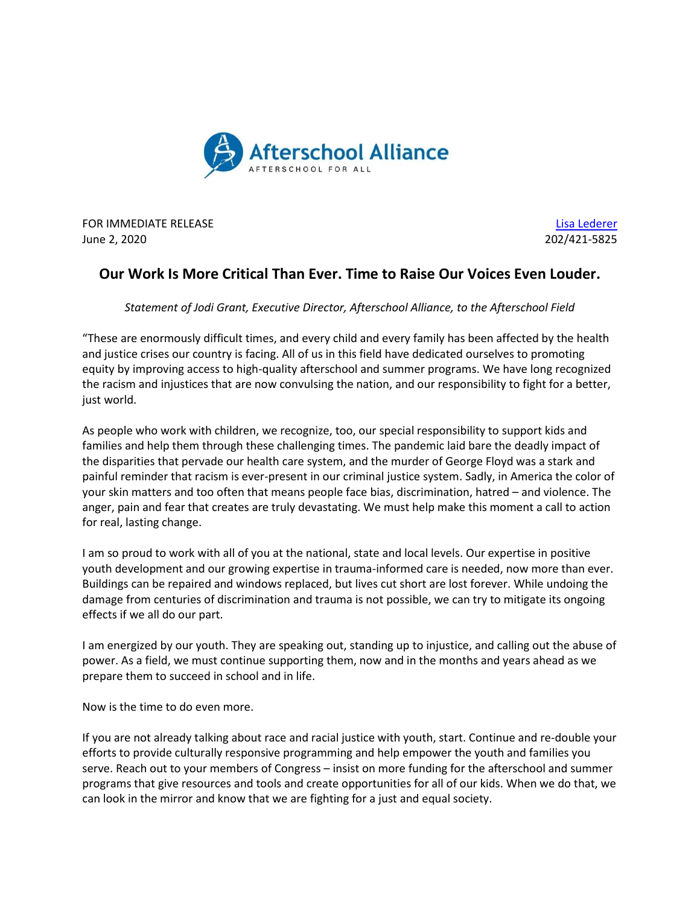Afterschool Alliance

AFTERSCHOOL FOR ALL

FOR IMMEDIATE RELEASE
June 2, 2020

Lisa Lederer
202/421-5825

## Our Work Is More Critical Than Ever. Time to Raise Our Voices Even Louder.

*Statement of Jodi Grant, Executive Director, Afterschool Alliance, to the Afterschool Field*

"These are enormously difficult times, and every child and every family has been affected by the health and justice crises our country is facing. All of us in this field have dedicated ourselves to promoting equity by improving access to high-quality afterschool and summer programs. We have long recognized the racism and injustices that are now convulsing the nation, and our responsibility to fight for a better, just world.

As people who work with children, we recognize, too, our special responsibility to support kids and families and help them through these challenging times. The pandemic laid bare the deadly impact of the disparities that pervade our health care system, and the murder of George Floyd was a stark and painful reminder that racism is ever-present in our criminal justice system. Sadly, in America the color of your skin matters and too often that means people face bias, discrimination, hatred – and violence. The anger, pain and fear that creates are truly devastating. We must help make this moment a call to action for real, lasting change.

I am so proud to work with all of you at the national, state and local levels. Our expertise in positive youth development and our growing expertise in trauma-informed care is needed, now more than ever. Buildings can be repaired and windows replaced, but lives cut short are lost forever. While undoing the damage from centuries of discrimination and trauma is not possible, we can try to mitigate its ongoing effects if we all do our part.

I am energized by our youth. They are speaking out, standing up to injustice, and calling out the abuse of power. As a field, we must continue supporting them, now and in the months and years ahead as we prepare them to succeed in school and in life.

Now is the time to do even more.

If you are not already talking about race and racial justice with youth, start. Continue and re-double your efforts to provide culturally responsive programming and help empower the youth and families you serve. Reach out to your members of Congress – insist on more funding for the afterschool and summer programs that give resources and tools and create opportunities for all of our kids. When we do that, we can look in the mirror and know that we are fighting for a just and equal society.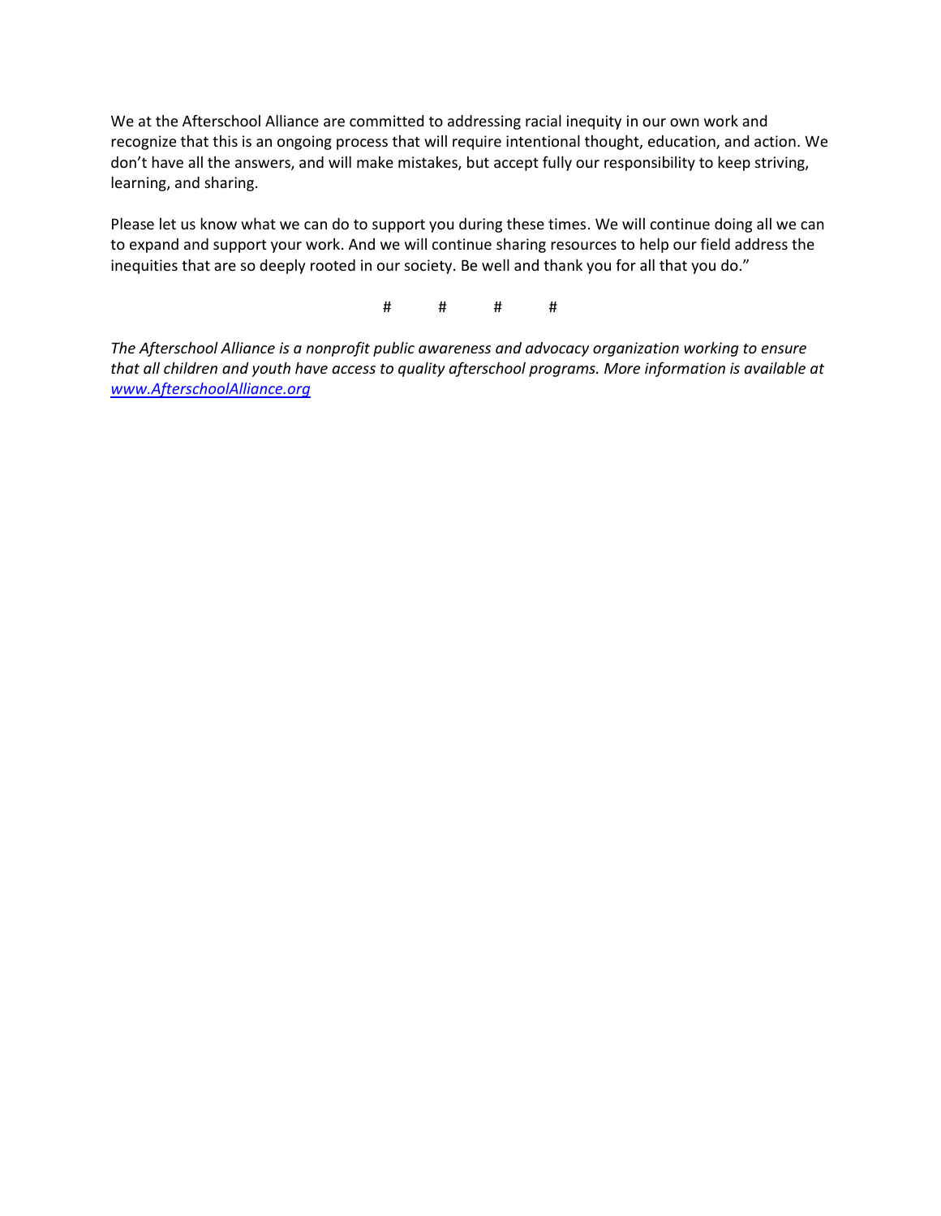We at the Afterschool Alliance are committed to addressing racial inequity in our own work and recognize that this is an ongoing process that will require intentional thought, education, and action. We don't have all the answers, and will make mistakes, but accept fully our responsibility to keep striving, learning, and sharing.

Please let us know what we can do to support you during these times. We will continue doing all we can to expand and support your work. And we will continue sharing resources to help our field address the inequities that are so deeply rooted in our society. Be well and thank you for all that you do."

# # # #

*The Afterschool Alliance is a nonprofit public awareness and advocacy organization working to ensure that all children and youth have access to quality afterschool programs. More information is available at [www.AfterschoolAlliance.org](www.AfterschoolAlliance.org)*